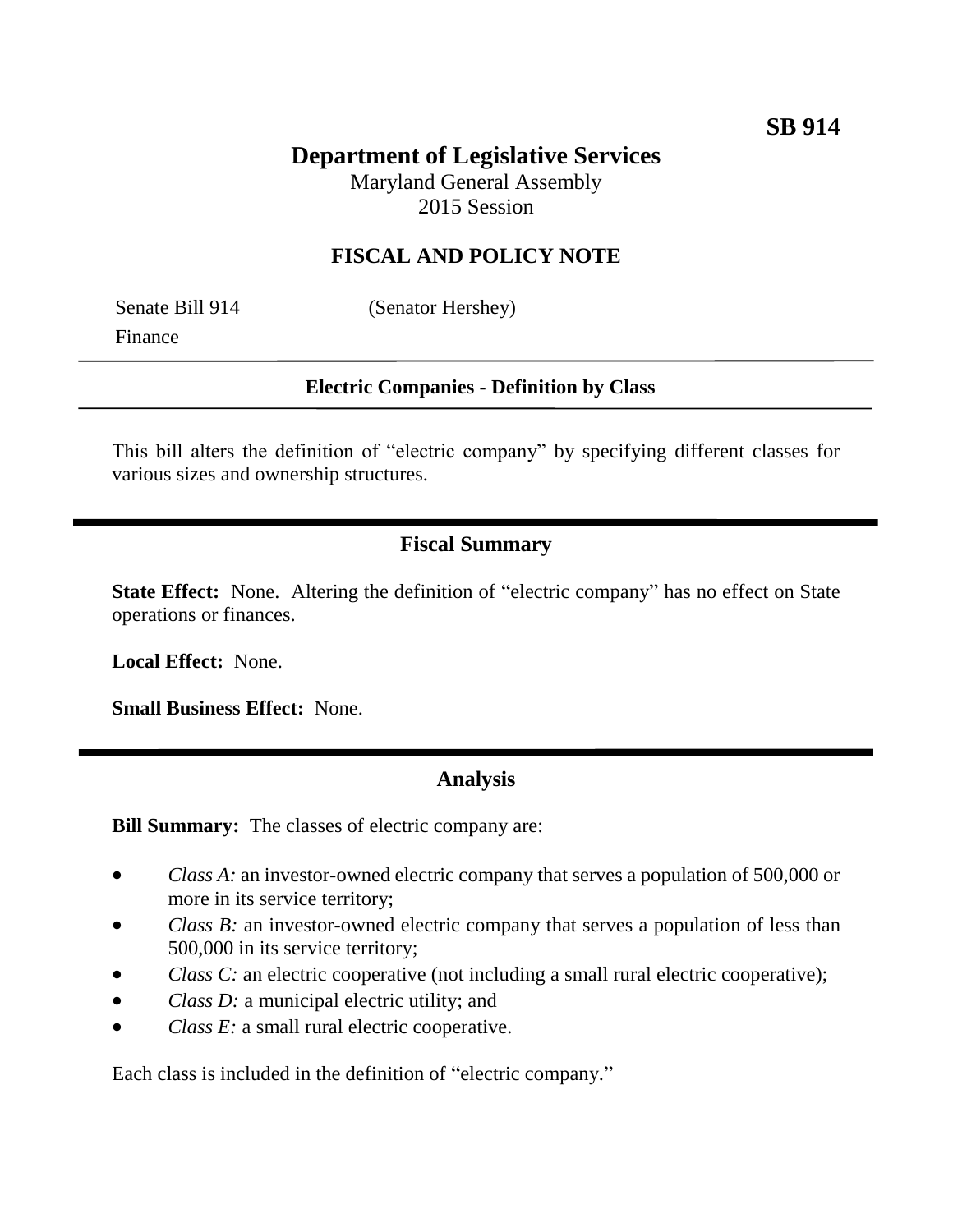**SB 914**

# Department of Legislative Services

Maryland General Assembly
2015 Session

## FISCAL AND POLICY NOTE

Senate Bill 914 (Senator Hershey)
Finance

**Electric Companies - Definition by Class**

This bill alters the definition of "electric company" by specifying different classes for various sizes and ownership structures.

## Fiscal Summary

**State Effect:** None. Altering the definition of "electric company" has no effect on State operations or finances.

**Local Effect:** None.

**Small Business Effect:** None.

## Analysis

**Bill Summary:** The classes of electric company are:

- *Class A:* an investor-owned electric company that serves a population of 500,000 or more in its service territory;
- *Class B:* an investor-owned electric company that serves a population of less than 500,000 in its service territory;
- *Class C:* an electric cooperative (not including a small rural electric cooperative);
- *Class D:* a municipal electric utility; and
- *Class E:* a small rural electric cooperative.

Each class is included in the definition of "electric company."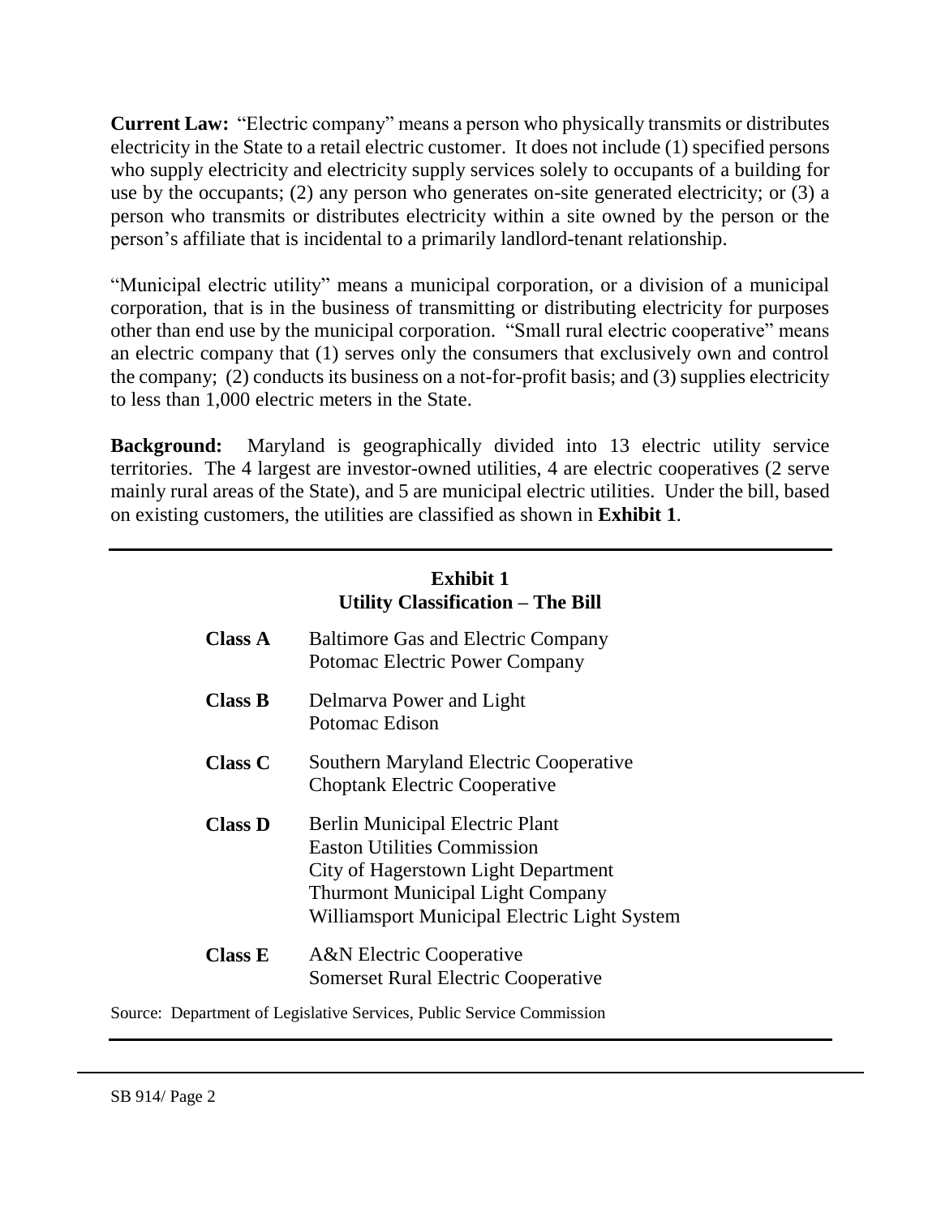**Current Law:** "Electric company" means a person who physically transmits or distributes electricity in the State to a retail electric customer. It does not include (1) specified persons who supply electricity and electricity supply services solely to occupants of a building for use by the occupants; (2) any person who generates on-site generated electricity; or (3) a person who transmits or distributes electricity within a site owned by the person or the person's affiliate that is incidental to a primarily landlord-tenant relationship.

"Municipal electric utility" means a municipal corporation, or a division of a municipal corporation, that is in the business of transmitting or distributing electricity for purposes other than end use by the municipal corporation. "Small rural electric cooperative" means an electric company that (1) serves only the consumers that exclusively own and control the company; (2) conducts its business on a not-for-profit basis; and (3) supplies electricity to less than 1,000 electric meters in the State.

**Background:** Maryland is geographically divided into 13 electric utility service territories. The 4 largest are investor-owned utilities, 4 are electric cooperatives (2 serve mainly rural areas of the State), and 5 are municipal electric utilities. Under the bill, based on existing customers, the utilities are classified as shown in **Exhibit 1**.

**Exhibit 1**
**Utility Classification – The Bill**

| Class | Utilities |
|---|---|
| **Class A** | Baltimore Gas and Electric Company<br>Potomac Electric Power Company |
| **Class B** | Delmarva Power and Light<br>Potomac Edison |
| **Class C** | Southern Maryland Electric Cooperative<br>Choptank Electric Cooperative |
| **Class D** | Berlin Municipal Electric Plant<br>Easton Utilities Commission<br>City of Hagerstown Light Department<br>Thurmont Municipal Light Company<br>Williamsport Municipal Electric Light System |
| **Class E** | A&N Electric Cooperative<br>Somerset Rural Electric Cooperative |

Source: Department of Legislative Services, Public Service Commission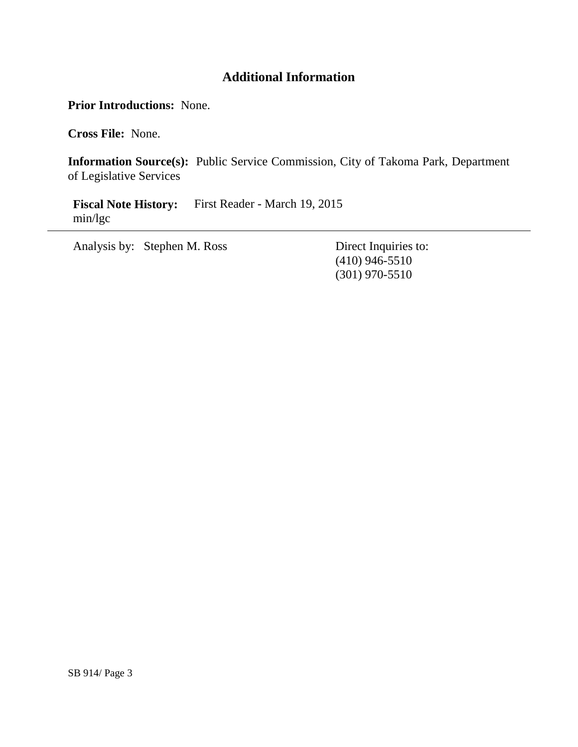## Additional Information

**Prior Introductions:** None.

**Cross File:** None.

**Information Source(s):** Public Service Commission, City of Takoma Park, Department of Legislative Services

**Fiscal Note History:** First Reader - March 19, 2015
min/lgc

---

Analysis by: Stephen M. Ross

Direct Inquiries to:
(410) 946-5510
(301) 970-5510